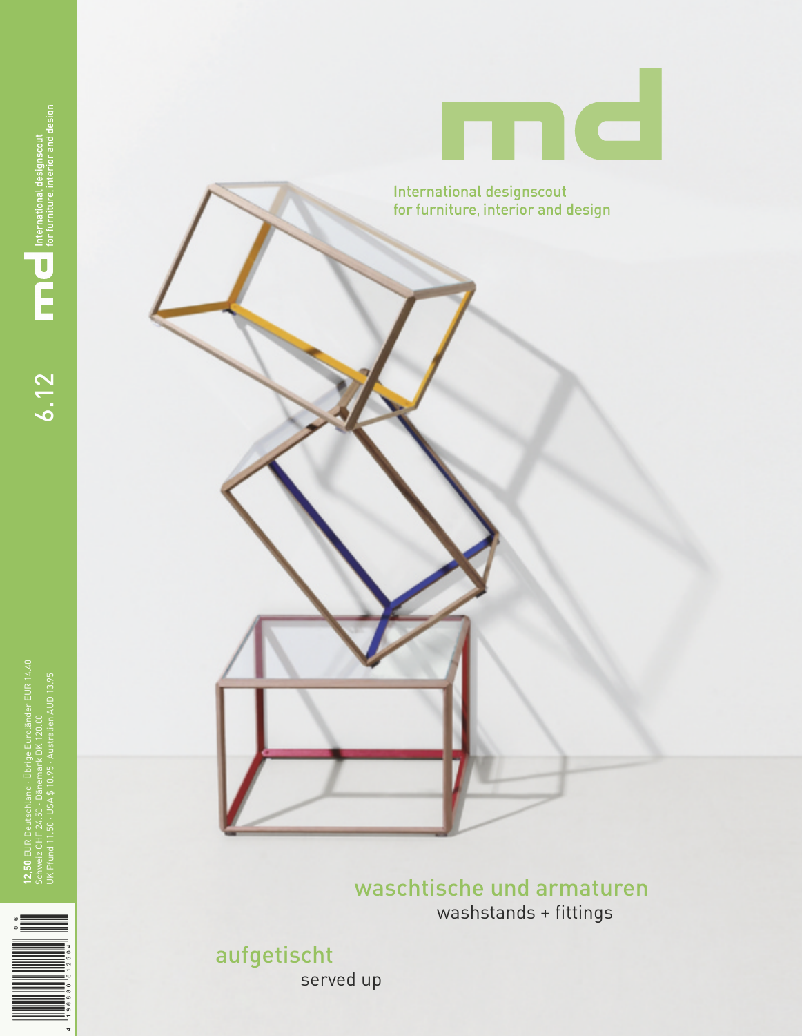# md

International designscout
for furniture, interior and design

6.12

12,50 EUR Deutschland · Übrige Euroländer EUR 14,40
Schweiz CHF 24,50 · Dänemark DK 120,00
UK Pfund 11,50 · USA $ 10,95 · Australien AUD 13,95

## waschtische und armaturen
washstands + fittings

## aufgetischt
served up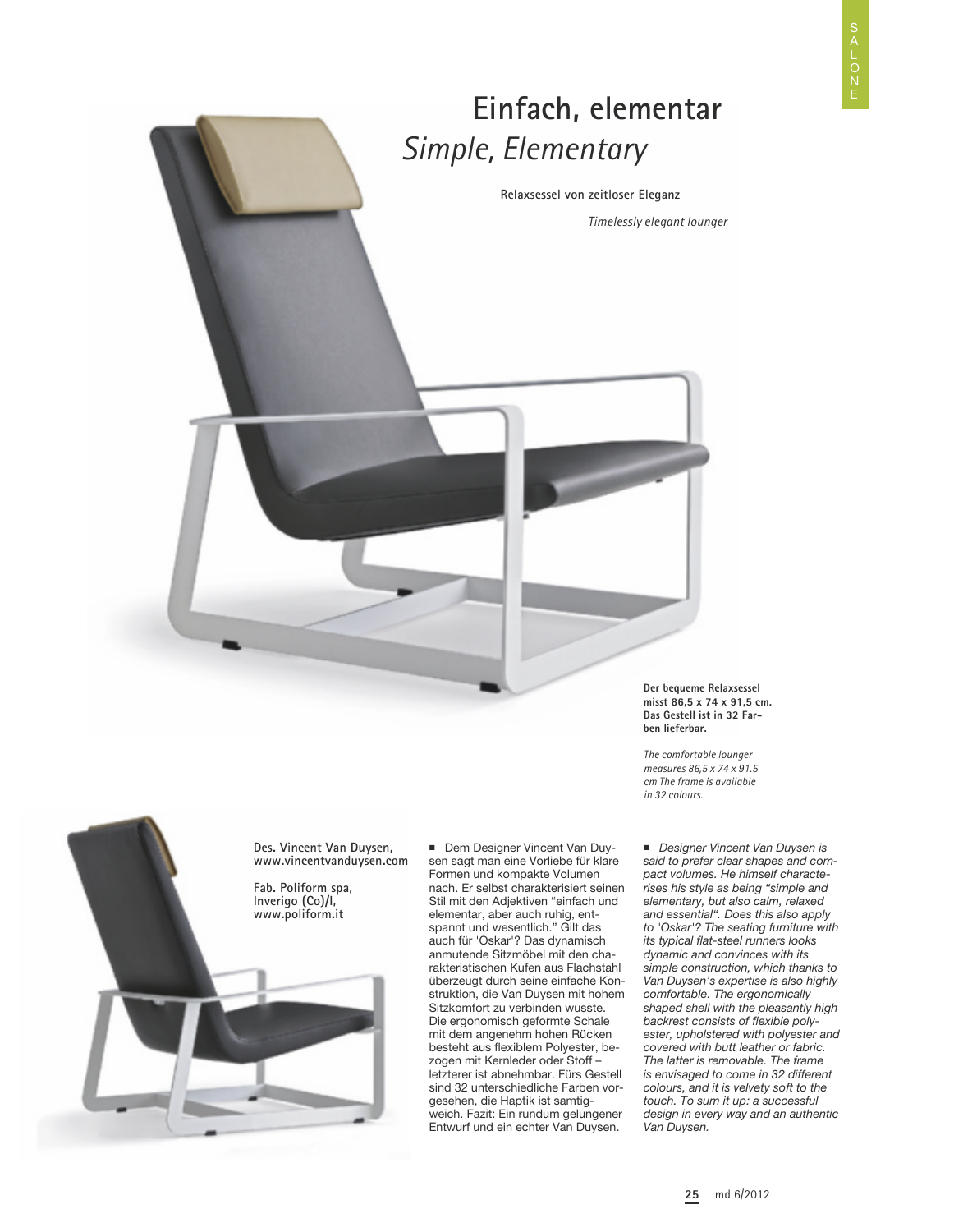# Einfach, elementar
## *Simple, Elementary*

**Relaxsessel von zeitloser Eleganz**

*Timelessly elegant lounger*

**Der bequeme Relaxsessel misst 86,5 x 74 x 91,5 cm. Das Gestell ist in 32 Farben lieferbar.**

*The comfortable lounger measures 86,5 x 74 x 91.5 cm The frame is available in 32 colours.*

**Des. Vincent Van Duysen, www.vincentvanduysen.com**

**Fab. Poliform spa, Inverigo (Co)/I, www.poliform.it**

■ Dem Designer Vincent Van Duysen sagt man eine Vorliebe für klare Formen und kompakte Volumen nach. Er selbst charakterisiert seinen Stil mit den Adjektiven "einfach und elementar, aber auch ruhig, entspannt und wesentlich." Gilt das auch für 'Oskar'? Das dynamisch anmutende Sitzmöbel mit den charakteristischen Kufen aus Flachstahl überzeugt durch seine einfache Konstruktion, die Van Duysen mit hohem Sitzkomfort zu verbinden wusste. Die ergonomisch geformte Schale mit dem angenehm hohen Rücken besteht aus flexiblem Polyester, bezogen mit Kernleder oder Stoff – letzterer ist abnehmbar. Fürs Gestell sind 32 unterschiedliche Farben vorgesehen, die Haptik ist samtigweich. Fazit: Ein rundum gelungener Entwurf und ein echter Van Duysen.

■ *Designer Vincent Van Duysen is said to prefer clear shapes and compact volumes. He himself characterises his style as being "simple and elementary, but also calm, relaxed and essential". Does this also apply to 'Oskar'? The seating furniture with its typical flat-steel runners looks dynamic and convinces with its simple construction, which thanks to Van Duysen's expertise is also highly comfortable. The ergonomically shaped shell with the pleasantly high backrest consists of flexible polyester, upholstered with polyester and covered with butt leather or fabric. The latter is removable. The frame is envisaged to come in 32 different colours, and it is velvety soft to the touch. To sum it up: a successful design in every way and an authentic Van Duysen.*